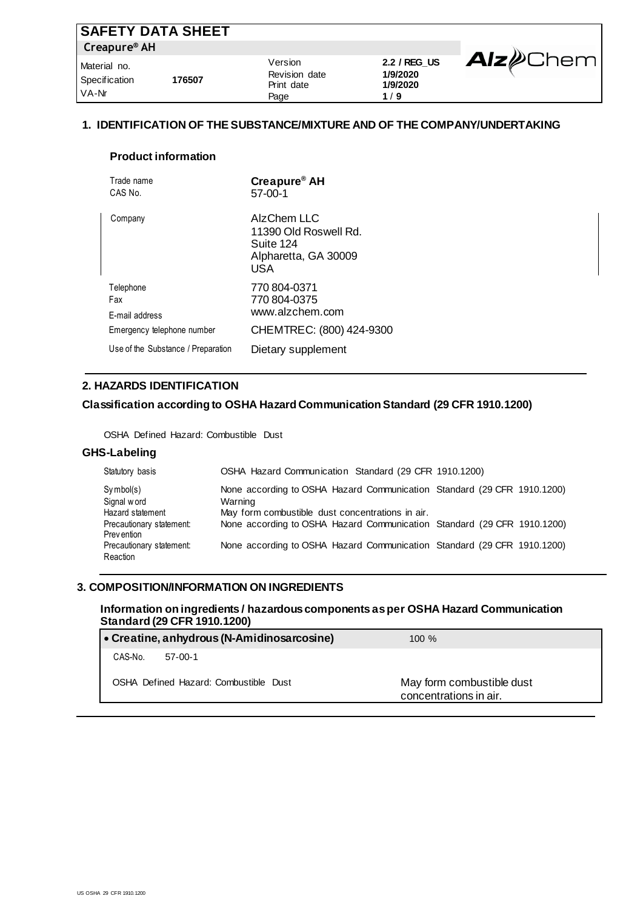# SAFETY DATA SHEET

**Creapure® AH**

| | | | |
|---|---|---|---|
| Material no. | | Version | **2.2 / REG_US** |
| Specification | **176507** | Revision date | **1/9/2020** |
| VA-Nr | | Print date | **1/9/2020** |

## 1. IDENTIFICATION OF THE SUBSTANCE/MIXTURE AND OF THE COMPANY/UNDERTAKING

### Product information

| | |
|---|---|
| Trade name | **Creapure® AH** |
| CAS No. | 57-00-1 |
| Company | AlzChem LLC<br>11390 Old Roswell Rd.<br>Suite 124<br>Alpharetta, GA 30009<br>USA |
| Telephone | 770 804-0371 |
| Fax | 770 804-0375 |
| E-mail address | www.alzchem.com |
| Emergency telephone number | CHEMTREC: (800) 424-9300 |
| Use of the Substance / Preparation | Dietary supplement |

## 2. HAZARDS IDENTIFICATION

### Classification according to OSHA Hazard Communication Standard (29 CFR 1910.1200)

OSHA Defined Hazard: Combustible Dust

### GHS-Labeling

| | |
|---|---|
| Statutory basis | OSHA Hazard Communication Standard (29 CFR 1910.1200) |
| Symbol(s) | None according to OSHA Hazard Communication Standard (29 CFR 1910.1200) |
| Signal word | Warning |
| Hazard statement | May form combustible dust concentrations in air. |
| Precautionary statement: Prevention | None according to OSHA Hazard Communication Standard (29 CFR 1910.1200) |
| Precautionary statement: Reaction | None according to OSHA Hazard Communication Standard (29 CFR 1910.1200) |

## 3. COMPOSITION/INFORMATION ON INGREDIENTS

### Information on ingredients / hazardous components as per OSHA Hazard Communication Standard (29 CFR 1910.1200)

| • Creatine, anhydrous (N-Amidinosarcosine) | 100 % |
|---|---|
| CAS-No. 57-00-1 | |
| OSHA Defined Hazard: Combustible Dust | May form combustible dust concentrations in air. |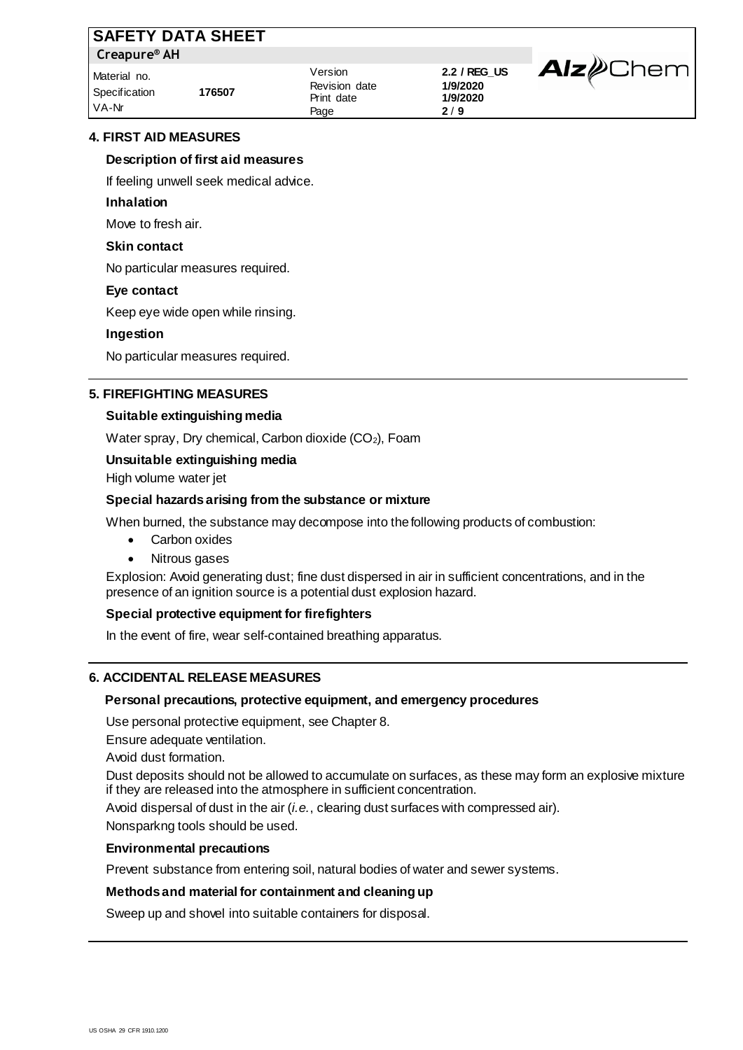## 4. FIRST AID MEASURES

### Description of first aid measures

If feeling unwell seek medical advice.

**Inhalation**

Move to fresh air.

**Skin contact**

No particular measures required.

**Eye contact**

Keep eye wide open while rinsing.

**Ingestion**

No particular measures required.

## 5. FIREFIGHTING MEASURES

### Suitable extinguishing media

Water spray, Dry chemical, Carbon dioxide ($CO_2$), Foam

### Unsuitable extinguishing media

High volume water jet

### Special hazards arising from the substance or mixture

When burned, the substance may decompose into the following products of combustion:

- Carbon oxides
- Nitrous gases

Explosion: Avoid generating dust; fine dust dispersed in air in sufficient concentrations, and in the presence of an ignition source is a potential dust explosion hazard.

### Special protective equipment for firefighters

In the event of fire, wear self-contained breathing apparatus.

## 6. ACCIDENTAL RELEASE MEASURES

### Personal precautions, protective equipment, and emergency procedures

Use personal protective equipment, see Chapter 8.

Ensure adequate ventilation.

Avoid dust formation.

Dust deposits should not be allowed to accumulate on surfaces, as these may form an explosive mixture if they are released into the atmosphere in sufficient concentration.

Avoid dispersal of dust in the air (*i.e.*, clearing dust surfaces with compressed air).

Nonsparkng tools should be used.

### Environmental precautions

Prevent substance from entering soil, natural bodies of water and sewer systems.

### Methods and material for containment and cleaning up

Sweep up and shovel into suitable containers for disposal.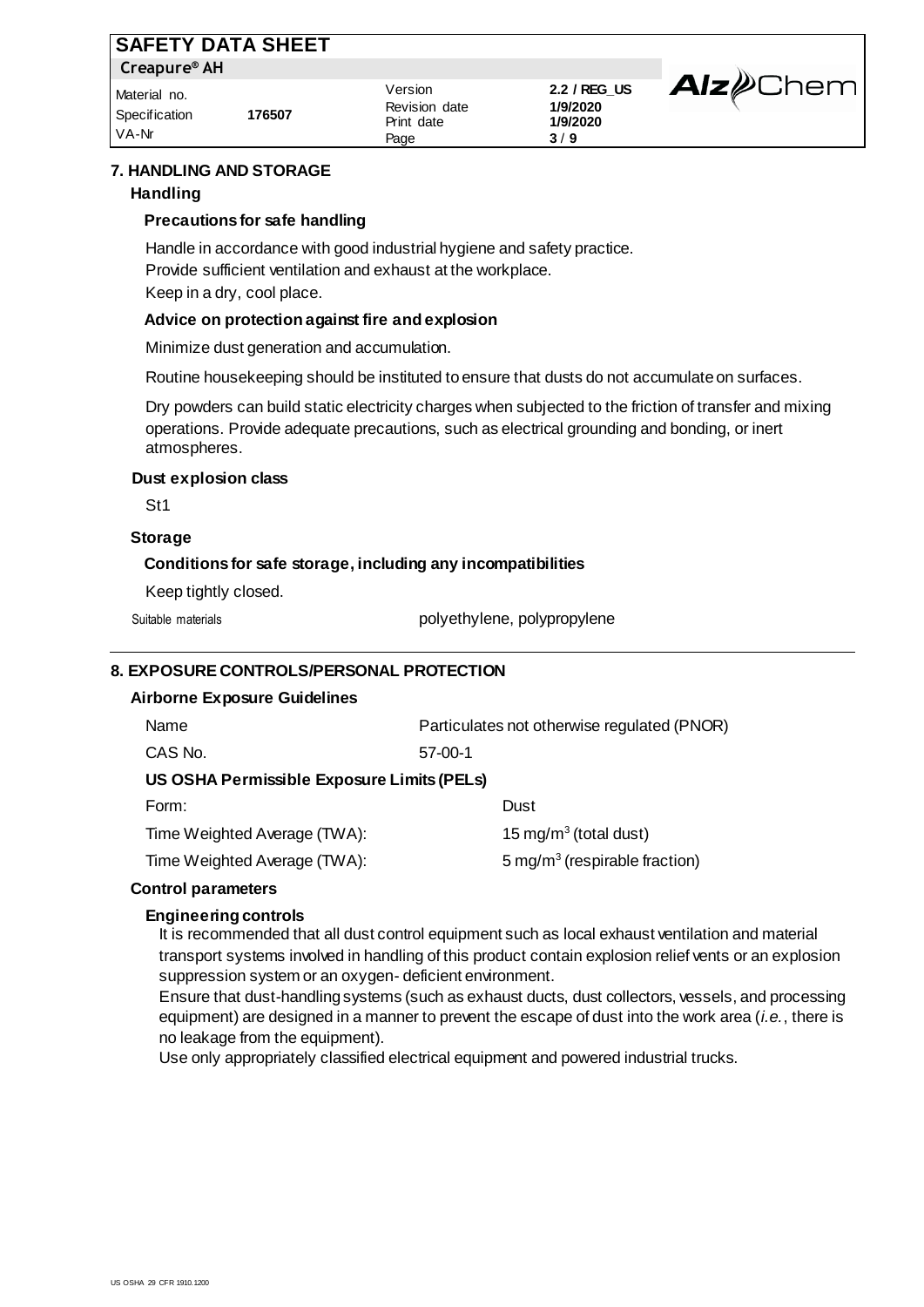## 7. HANDLING AND STORAGE

### Handling

#### Precautions for safe handling

Handle in accordance with good industrial hygiene and safety practice.
Provide sufficient ventilation and exhaust at the workplace.
Keep in a dry, cool place.

#### Advice on protection against fire and explosion

Minimize dust generation and accumulation.

Routine housekeeping should be instituted to ensure that dusts do not accumulate on surfaces.

Dry powders can build static electricity charges when subjected to the friction of transfer and mixing operations. Provide adequate precautions, such as electrical grounding and bonding, or inert atmospheres.

#### Dust explosion class

St1

### Storage

#### Conditions for safe storage, including any incompatibilities

Keep tightly closed.

Suitable materials: polyethylene, polypropylene

## 8. EXPOSURE CONTROLS/PERSONAL PROTECTION

### Airborne Exposure Guidelines

| | |
|---|---|
| Name | Particulates not otherwise regulated (PNOR) |
| CAS No. | 57-00-1 |

#### US OSHA Permissible Exposure Limits (PELs)

| | |
|---|---|
| Form: | Dust |
| Time Weighted Average (TWA): | 15 mg/m$^3$ (total dust) |
| Time Weighted Average (TWA): | 5 mg/m$^3$ (respirable fraction) |

### Control parameters

#### Engineering controls

It is recommended that all dust control equipment such as local exhaust ventilation and material transport systems involved in handling of this product contain explosion relief vents or an explosion suppression system or an oxygen- deficient environment.
Ensure that dust-handling systems (such as exhaust ducts, dust collectors, vessels, and processing equipment) are designed in a manner to prevent the escape of dust into the work area (*i.e.*, there is no leakage from the equipment).
Use only appropriately classified electrical equipment and powered industrial trucks.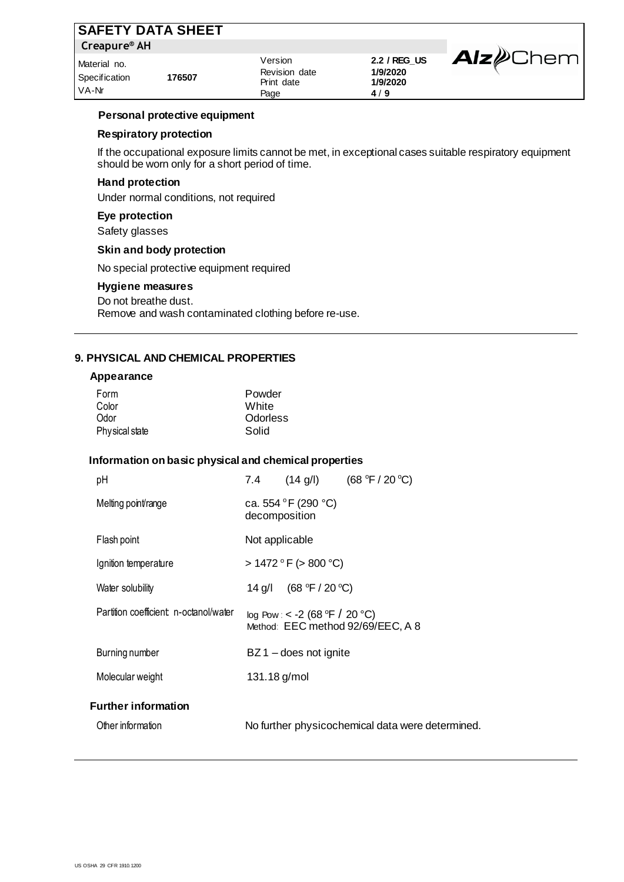### Personal protective equipment

#### Respiratory protection

If the occupational exposure limits cannot be met, in exceptional cases suitable respiratory equipment should be worn only for a short period of time.

#### Hand protection

Under normal conditions, not required

#### Eye protection

Safety glasses

#### Skin and body protection

No special protective equipment required

#### Hygiene measures

Do not breathe dust.
Remove and wash contaminated clothing before re-use.

---

## 9. PHYSICAL AND CHEMICAL PROPERTIES

### Appearance

| | |
|---|---|
| Form | Powder |
| Color | White |
| Odor | Odorless |
| Physical state | Solid |

### Information on basic physical and chemical properties

| | |
|---|---|
| pH | 7.4 (14 g/l) (68 °F / 20 °C) |
| Melting point/range | ca. 554 °F (290 °C) decomposition |
| Flash point | Not applicable |
| Ignition temperature | > 1472 °F (> 800 °C) |
| Water solubility | 14 g/l (68 °F / 20 °C) |
| Partition coefficient: n-octanol/water | log Pow : < -2 (68 °F / 20 °C) Method: EEC method 92/69/EEC, A 8 |
| Burning number | BZ 1 – does not ignite |
| Molecular weight | 131.18 g/mol |

### Further information

| | |
|---|---|
| Other information | No further physicochemical data were determined. |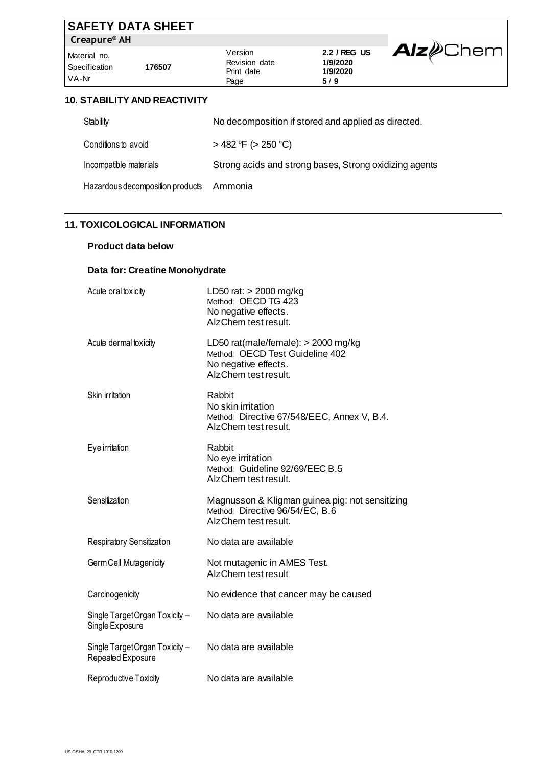## 10. STABILITY AND REACTIVITY

| | |
|---|---|
| Stability | No decomposition if stored and applied as directed. |
| Conditions to avoid | > 482 °F (> 250 °C) |
| Incompatible materials | Strong acids and strong bases, Strong oxidizing agents |
| Hazardous decomposition products | Ammonia |

## 11. TOXICOLOGICAL INFORMATION

### Product data below

### Data for: Creatine Monohydrate

| | |
|---|---|
| Acute oral toxicity | LD50 rat: > 2000 mg/kg<br>Method: OECD TG 423<br>No negative effects.<br>AlzChem test result. |
| Acute dermal toxicity | LD50 rat(male/female): > 2000 mg/kg<br>Method: OECD Test Guideline 402<br>No negative effects.<br>AlzChem test result. |
| Skin irritation | Rabbit<br>No skin irritation<br>Method: Directive 67/548/EEC, Annex V, B.4.<br>AlzChem test result. |
| Eye irritation | Rabbit<br>No eye irritation<br>Method: Guideline 92/69/EEC B.5<br>AlzChem test result. |
| Sensitization | Magnusson & Kligman guinea pig: not sensitizing<br>Method: Directive 96/54/EC, B.6<br>AlzChem test result. |
| Respiratory Sensitization | No data are available |
| Germ Cell Mutagenicity | Not mutagenic in AMES Test.<br>AlzChem test result |
| Carcinogenicity | No evidence that cancer may be caused |
| Single Target Organ Toxicity – Single Exposure | No data are available |
| Single Target Organ Toxicity – Repeated Exposure | No data are available |
| Reproductive Toxicity | No data are available |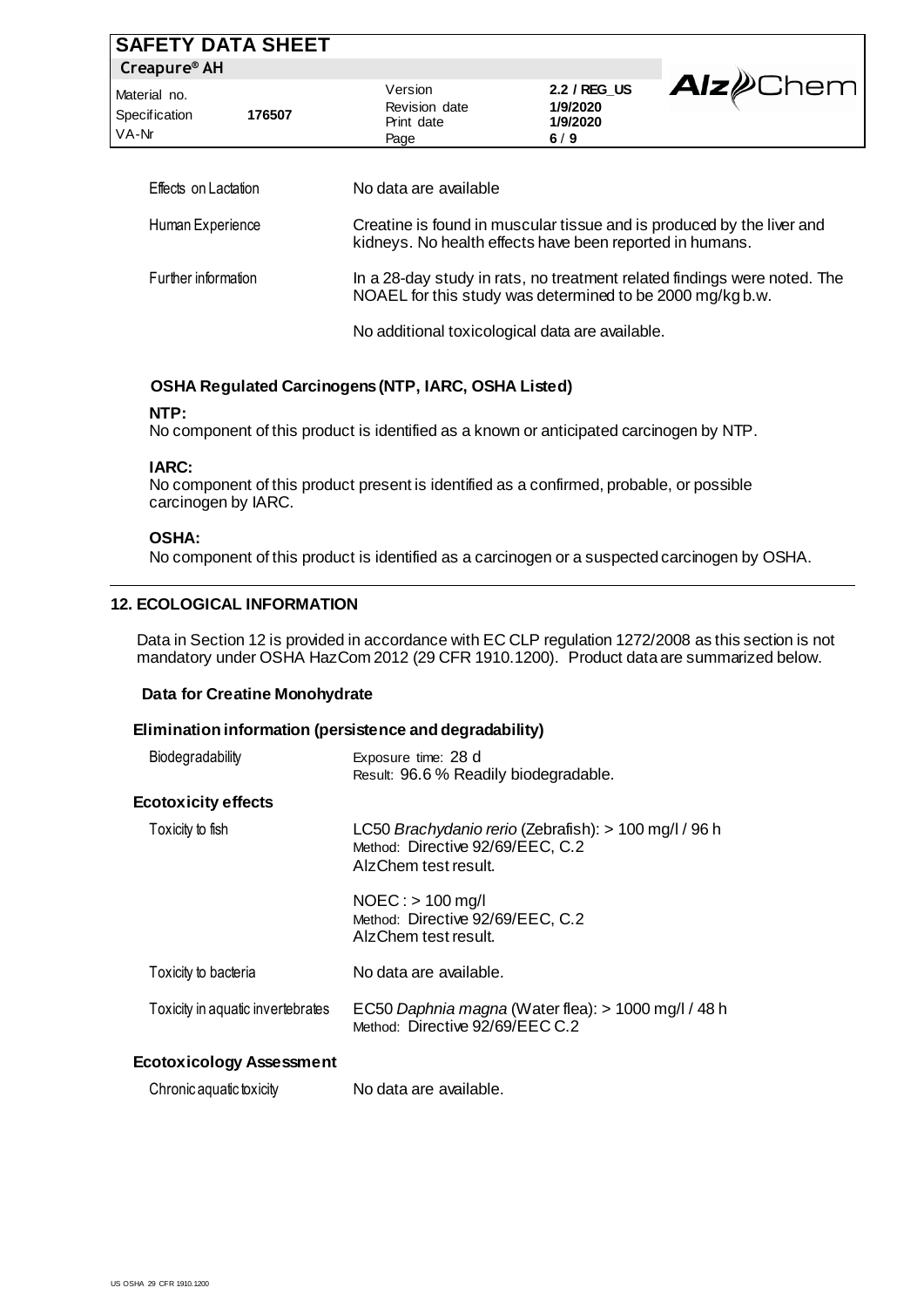| | |
|---|---|
| Effects on Lactation | No data are available |
| Human Experience | Creatine is found in muscular tissue and is produced by the liver and kidneys. No health effects have been reported in humans. |
| Further information | In a 28-day study in rats, no treatment related findings were noted. The NOAEL for this study was determined to be 2000 mg/kg b.w. |
| | No additional toxicological data are available. |

### OSHA Regulated Carcinogens (NTP, IARC, OSHA Listed)

**NTP:**
No component of this product is identified as a known or anticipated carcinogen by NTP.

**IARC:**
No component of this product present is identified as a confirmed, probable, or possible carcinogen by IARC.

**OSHA:**
No component of this product is identified as a carcinogen or a suspected carcinogen by OSHA.

## 12. ECOLOGICAL INFORMATION

Data in Section 12 is provided in accordance with EC CLP regulation 1272/2008 as this section is not mandatory under OSHA HazCom 2012 (29 CFR 1910.1200). Product data are summarized below.

**Data for Creatine Monohydrate**

### Elimination information (persistence and degradability)

| | |
|---|---|
| Biodegradability | Exposure time: 28 d<br>Result: 96.6 % Readily biodegradable. |

### Ecotoxicity effects

| | |
|---|---|
| Toxicity to fish | LC50 *Brachydanio rerio* (Zebrafish): > 100 mg/l / 96 h<br>Method: Directive 92/69/EEC, C.2<br>AlzChem test result. |
| | NOEC : > 100 mg/l<br>Method: Directive 92/69/EEC, C.2<br>AlzChem test result. |
| Toxicity to bacteria | No data are available. |
| Toxicity in aquatic invertebrates | EC50 *Daphnia magna* (Water flea): > 1000 mg/l / 48 h<br>Method: Directive 92/69/EEC C.2 |

### Ecotoxicology Assessment

| | |
|---|---|
| Chronic aquatic toxicity | No data are available. |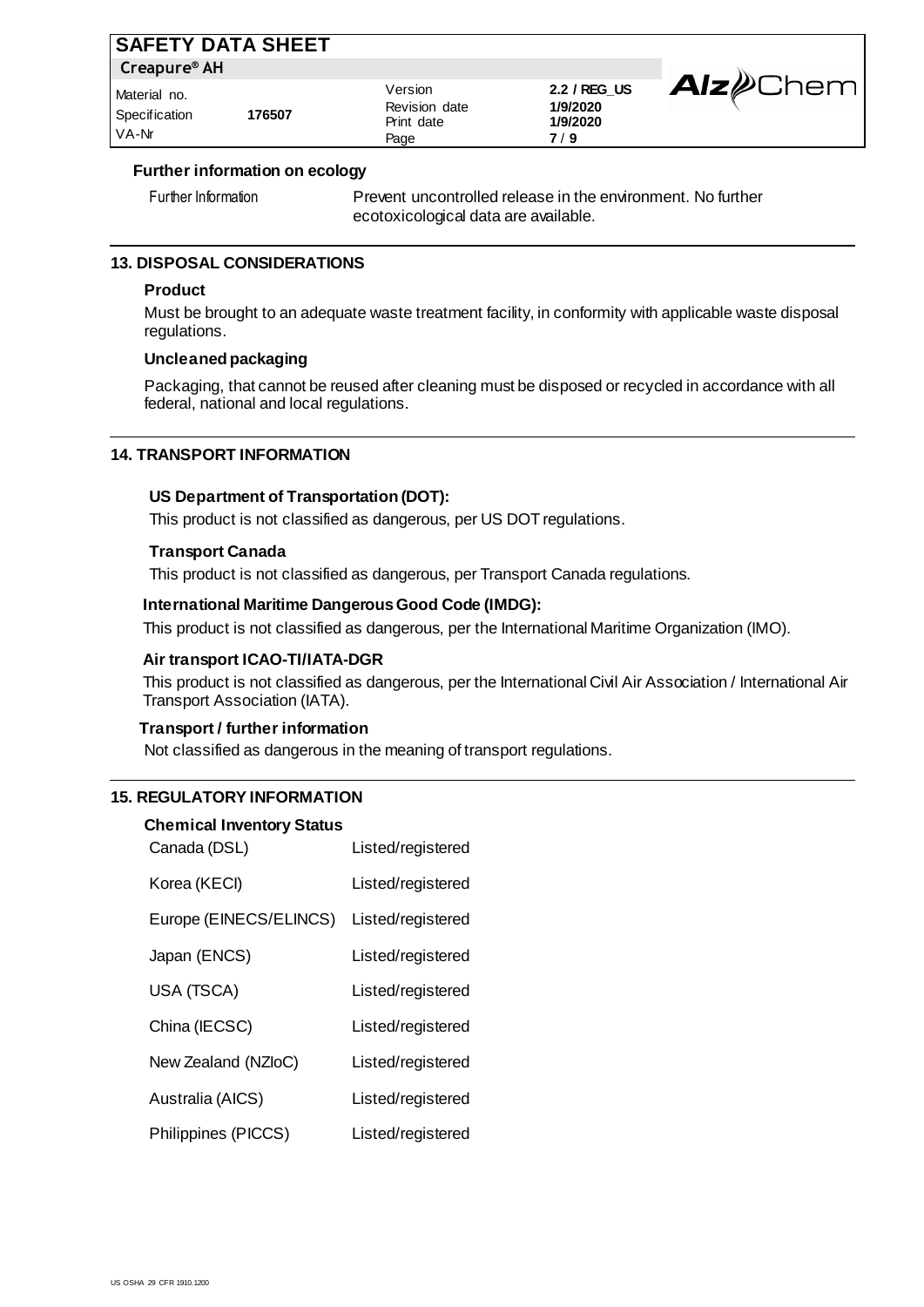**Further information on ecology**

Further Information: Prevent uncontrolled release in the environment. No further ecotoxicological data are available.

## 13. DISPOSAL CONSIDERATIONS

**Product**

Must be brought to an adequate waste treatment facility, in conformity with applicable waste disposal regulations.

**Uncleaned packaging**

Packaging, that cannot be reused after cleaning must be disposed or recycled in accordance with all federal, national and local regulations.

## 14. TRANSPORT INFORMATION

**US Department of Transportation (DOT):**

This product is not classified as dangerous, per US DOT regulations.

**Transport Canada**

This product is not classified as dangerous, per Transport Canada regulations.

**International Maritime Dangerous Good Code (IMDG):**

This product is not classified as dangerous, per the International Maritime Organization (IMO).

**Air transport ICAO-TI/IATA-DGR**

This product is not classified as dangerous, per the International Civil Air Association / International Air Transport Association (IATA).

**Transport / further information**

Not classified as dangerous in the meaning of transport regulations.

## 15. REGULATORY INFORMATION

**Chemical Inventory Status**

| | |
|---|---|
| Canada (DSL) | Listed/registered |
| Korea (KECI) | Listed/registered |
| Europe (EINECS/ELINCS) | Listed/registered |
| Japan (ENCS) | Listed/registered |
| USA (TSCA) | Listed/registered |
| China (IECSC) | Listed/registered |
| New Zealand (NZIoC) | Listed/registered |
| Australia (AICS) | Listed/registered |
| Philippines (PICCS) | Listed/registered |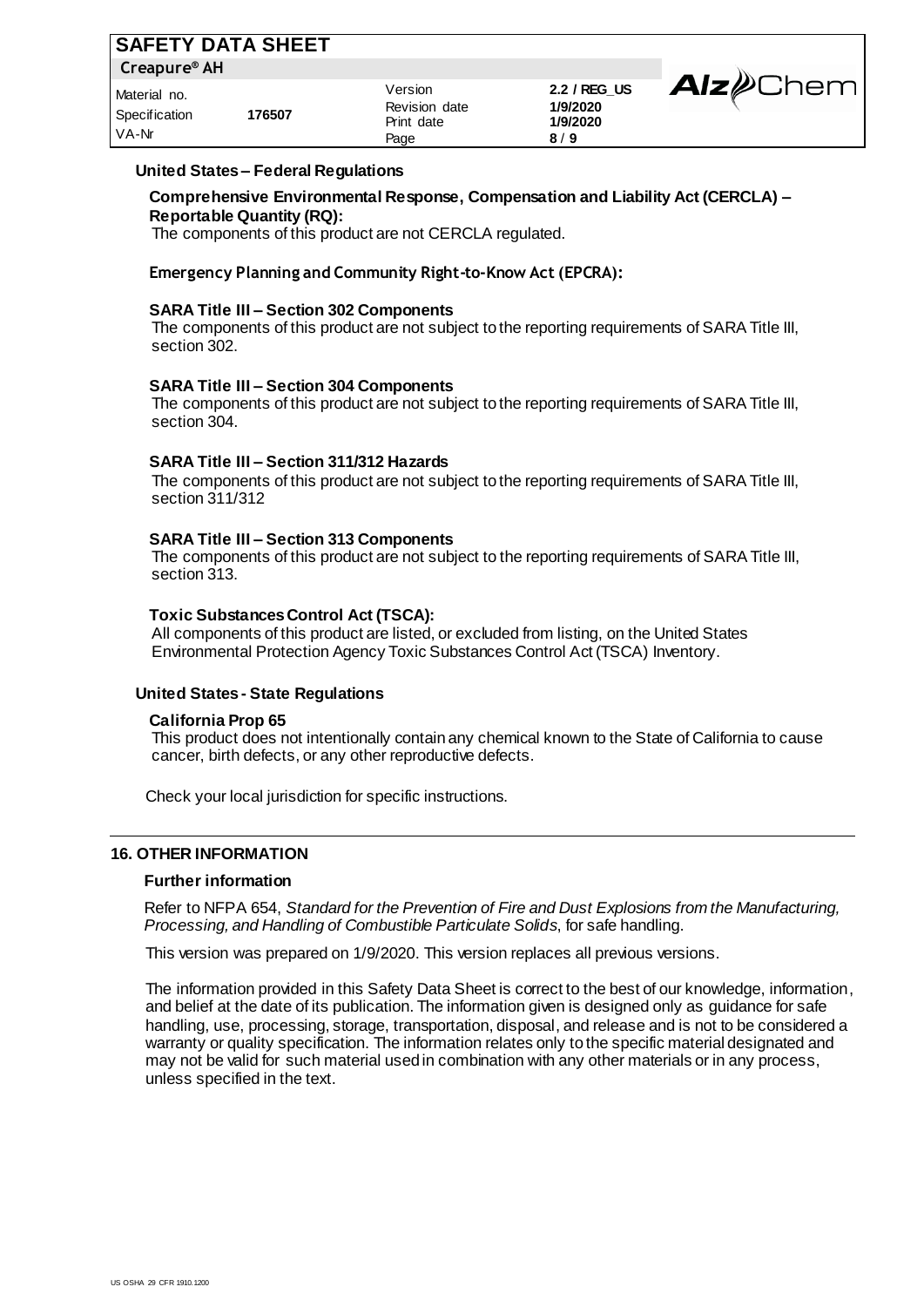### United States – Federal Regulations

**Comprehensive Environmental Response, Compensation and Liability Act (CERCLA) – Reportable Quantity (RQ):**

The components of this product are not CERCLA regulated.

**Emergency Planning and Community Right-to-Know Act (EPCRA):**

**SARA Title III – Section 302 Components**

The components of this product are not subject to the reporting requirements of SARA Title III, section 302.

**SARA Title III – Section 304 Components**

The components of this product are not subject to the reporting requirements of SARA Title III, section 304.

**SARA Title III – Section 311/312 Hazards**

The components of this product are not subject to the reporting requirements of SARA Title III, section 311/312

**SARA Title III – Section 313 Components**

The components of this product are not subject to the reporting requirements of SARA Title III, section 313.

**Toxic Substances Control Act (TSCA):**

All components of this product are listed, or excluded from listing, on the United States Environmental Protection Agency Toxic Substances Control Act (TSCA) Inventory.

### United States - State Regulations

**California Prop 65**

This product does not intentionally contain any chemical known to the State of California to cause cancer, birth defects, or any other reproductive defects.

Check your local jurisdiction for specific instructions.

## 16. OTHER INFORMATION

### Further information

Refer to NFPA 654, *Standard for the Prevention of Fire and Dust Explosions from the Manufacturing, Processing, and Handling of Combustible Particulate Solids*, for safe handling.

This version was prepared on 1/9/2020. This version replaces all previous versions.

The information provided in this Safety Data Sheet is correct to the best of our knowledge, information, and belief at the date of its publication. The information given is designed only as guidance for safe handling, use, processing, storage, transportation, disposal, and release and is not to be considered a warranty or quality specification. The information relates only to the specific material designated and may not be valid for such material used in combination with any other materials or in any process, unless specified in the text.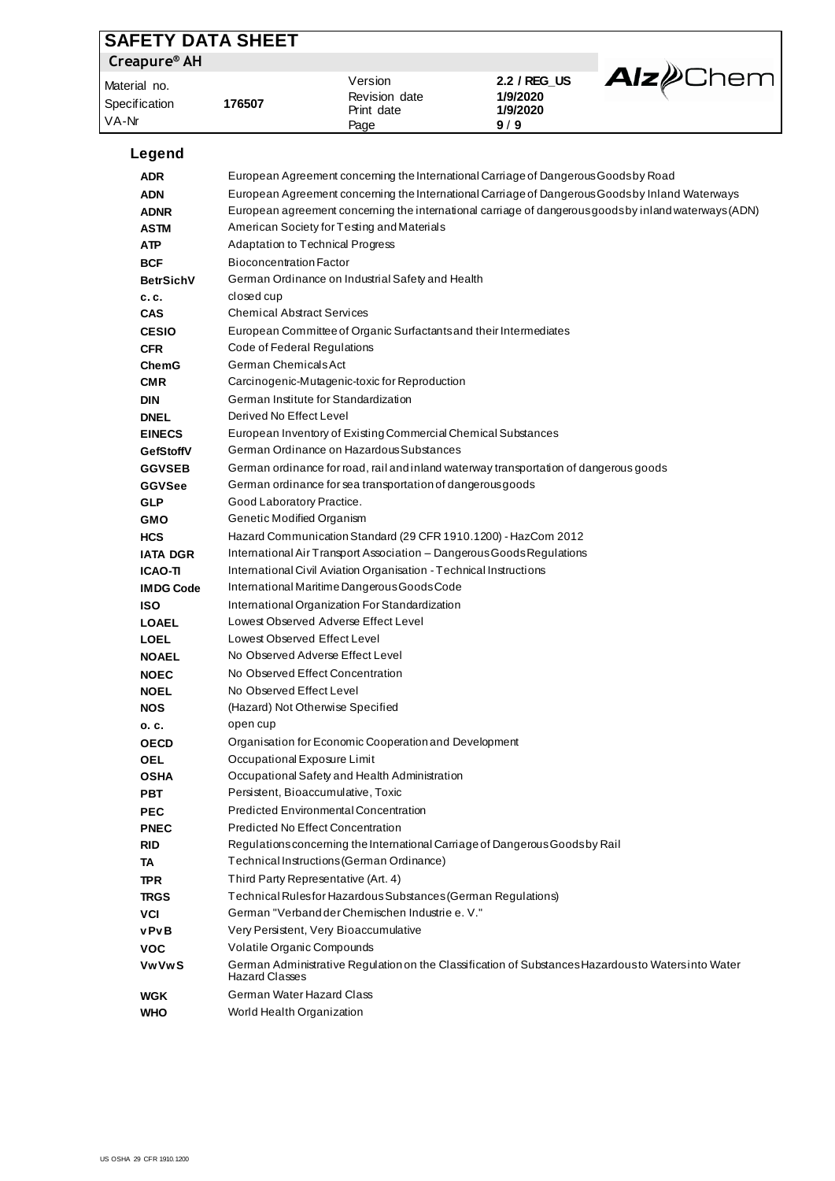## Legend

| | |
|---|---|
| **ADR** | European Agreement concerning the International Carriage of Dangerous Goods by Road |
| **ADN** | European Agreement concerning the International Carriage of Dangerous Goods by Inland Waterways |
| **ADNR** | European agreement concerning the international carriage of dangerous goods by inland waterways (ADN) |
| **ASTM** | American Society for Testing and Materials |
| **ATP** | Adaptation to Technical Progress |
| **BCF** | Bioconcentration Factor |
| **BetrSichV** | German Ordinance on Industrial Safety and Health |
| **c. c.** | closed cup |
| **CAS** | Chemical Abstract Services |
| **CESIO** | European Committee of Organic Surfactants and their Intermediates |
| **CFR** | Code of Federal Regulations |
| **ChemG** | German Chemicals Act |
| **CMR** | Carcinogenic-Mutagenic-toxic for Reproduction |
| **DIN** | German Institute for Standardization |
| **DNEL** | Derived No Effect Level |
| **EINECS** | European Inventory of Existing Commercial Chemical Substances |
| **GefStoffV** | German Ordinance on Hazardous Substances |
| **GGVSEB** | German ordinance for road, rail and inland waterway transportation of dangerous goods |
| **GGVSee** | German ordinance for sea transportation of dangerous goods |
| **GLP** | Good Laboratory Practice. |
| **GMO** | Genetic Modified Organism |
| **HCS** | Hazard Communication Standard (29 CFR 1910.1200) - HazCom 2012 |
| **IATA DGR** | International Air Transport Association – Dangerous Goods Regulations |
| **ICAO-TI** | International Civil Aviation Organisation - Technical Instructions |
| **IMDG Code** | International Maritime Dangerous Goods Code |
| **ISO** | International Organization For Standardization |
| **LOAEL** | Lowest Observed Adverse Effect Level |
| **LOEL** | Lowest Observed Effect Level |
| **NOAEL** | No Observed Adverse Effect Level |
| **NOEC** | No Observed Effect Concentration |
| **NOEL** | No Observed Effect Level |
| **NOS** | (Hazard) Not Otherwise Specified |
| **o. c.** | open cup |
| **OECD** | Organisation for Economic Cooperation and Development |
| **OEL** | Occupational Exposure Limit |
| **OSHA** | Occupational Safety and Health Administration |
| **PBT** | Persistent, Bioaccumulative, Toxic |
| **PEC** | Predicted Environmental Concentration |
| **PNEC** | Predicted No Effect Concentration |
| **RID** | Regulations concerning the International Carriage of Dangerous Goods by Rail |
| **TA** | Technical Instructions (German Ordinance) |
| **TPR** | Third Party Representative (Art. 4) |
| **TRGS** | Technical Rules for Hazardous Substances (German Regulations) |
| **VCI** | German "Verband der Chemischen Industrie e. V." |
| **vPvB** | Very Persistent, Very Bioaccumulative |
| **VOC** | Volatile Organic Compounds |
| **VwVwS** | German Administrative Regulation on the Classification of Substances Hazardous to Waters into Water Hazard Classes |
| **WGK** | German Water Hazard Class |
| **WHO** | World Health Organization |